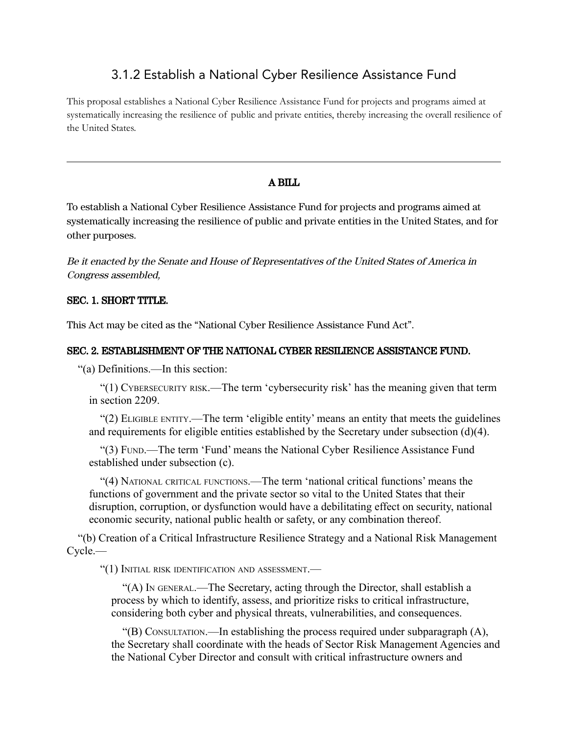## 3.1.2 Establish a National Cyber Resilience Assistance Fund

This proposal establishes a National Cyber Resilience Assistance Fund for projects and programs aimed at systematically increasing the resilience of public and private entities, thereby increasing the overall resilience of the United States.

---

**A BILL**

To establish a National Cyber Resilience Assistance Fund for projects and programs aimed at systematically increasing the resilience of public and private entities in the United States, and for other purposes.

*Be it enacted by the Senate and House of Representatives of the United States of America in Congress assembled,*

**SEC. 1. SHORT TITLE.**

This Act may be cited as the "National Cyber Resilience Assistance Fund Act".

**SEC. 2. ESTABLISHMENT OF THE NATIONAL CYBER RESILIENCE ASSISTANCE FUND.**

"(a) Definitions.—In this section:

"(1) CYBERSECURITY RISK.—The term 'cybersecurity risk' has the meaning given that term in section 2209.

"(2) ELIGIBLE ENTITY.—The term 'eligible entity' means an entity that meets the guidelines and requirements for eligible entities established by the Secretary under subsection (d)(4).

"(3) FUND.—The term 'Fund' means the National Cyber Resilience Assistance Fund established under subsection (c).

"(4) NATIONAL CRITICAL FUNCTIONS.—The term 'national critical functions' means the functions of government and the private sector so vital to the United States that their disruption, corruption, or dysfunction would have a debilitating effect on security, national economic security, national public health or safety, or any combination thereof.

"(b) Creation of a Critical Infrastructure Resilience Strategy and a National Risk Management Cycle.—

"(1) INITIAL RISK IDENTIFICATION AND ASSESSMENT.—

"(A) IN GENERAL.—The Secretary, acting through the Director, shall establish a process by which to identify, assess, and prioritize risks to critical infrastructure, considering both cyber and physical threats, vulnerabilities, and consequences.

"(B) CONSULTATION.—In establishing the process required under subparagraph (A), the Secretary shall coordinate with the heads of Sector Risk Management Agencies and the National Cyber Director and consult with critical infrastructure owners and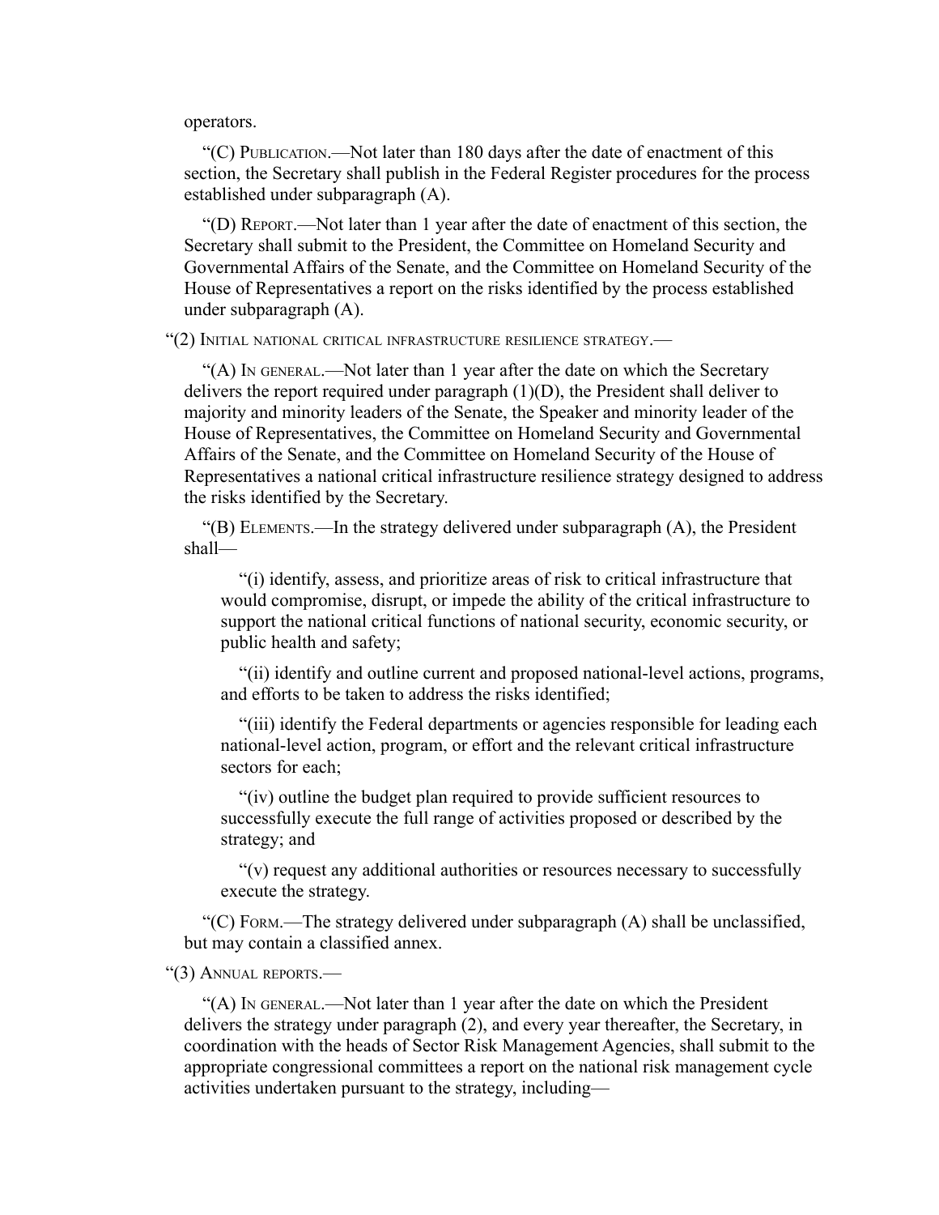operators.

"(C) Publication.—Not later than 180 days after the date of enactment of this section, the Secretary shall publish in the Federal Register procedures for the process established under subparagraph (A).

"(D) Report.—Not later than 1 year after the date of enactment of this section, the Secretary shall submit to the President, the Committee on Homeland Security and Governmental Affairs of the Senate, and the Committee on Homeland Security of the House of Representatives a report on the risks identified by the process established under subparagraph (A).

"(2) Initial national critical infrastructure resilience strategy.—

"(A) In general.—Not later than 1 year after the date on which the Secretary delivers the report required under paragraph (1)(D), the President shall deliver to majority and minority leaders of the Senate, the Speaker and minority leader of the House of Representatives, the Committee on Homeland Security and Governmental Affairs of the Senate, and the Committee on Homeland Security of the House of Representatives a national critical infrastructure resilience strategy designed to address the risks identified by the Secretary.

"(B) Elements.—In the strategy delivered under subparagraph (A), the President shall—

"(i) identify, assess, and prioritize areas of risk to critical infrastructure that would compromise, disrupt, or impede the ability of the critical infrastructure to support the national critical functions of national security, economic security, or public health and safety;

"(ii) identify and outline current and proposed national-level actions, programs, and efforts to be taken to address the risks identified;

"(iii) identify the Federal departments or agencies responsible for leading each national-level action, program, or effort and the relevant critical infrastructure sectors for each;

"(iv) outline the budget plan required to provide sufficient resources to successfully execute the full range of activities proposed or described by the strategy; and

"(v) request any additional authorities or resources necessary to successfully execute the strategy.

"(C) Form.—The strategy delivered under subparagraph (A) shall be unclassified, but may contain a classified annex.

"(3) Annual reports.—

"(A) In general.—Not later than 1 year after the date on which the President delivers the strategy under paragraph (2), and every year thereafter, the Secretary, in coordination with the heads of Sector Risk Management Agencies, shall submit to the appropriate congressional committees a report on the national risk management cycle activities undertaken pursuant to the strategy, including—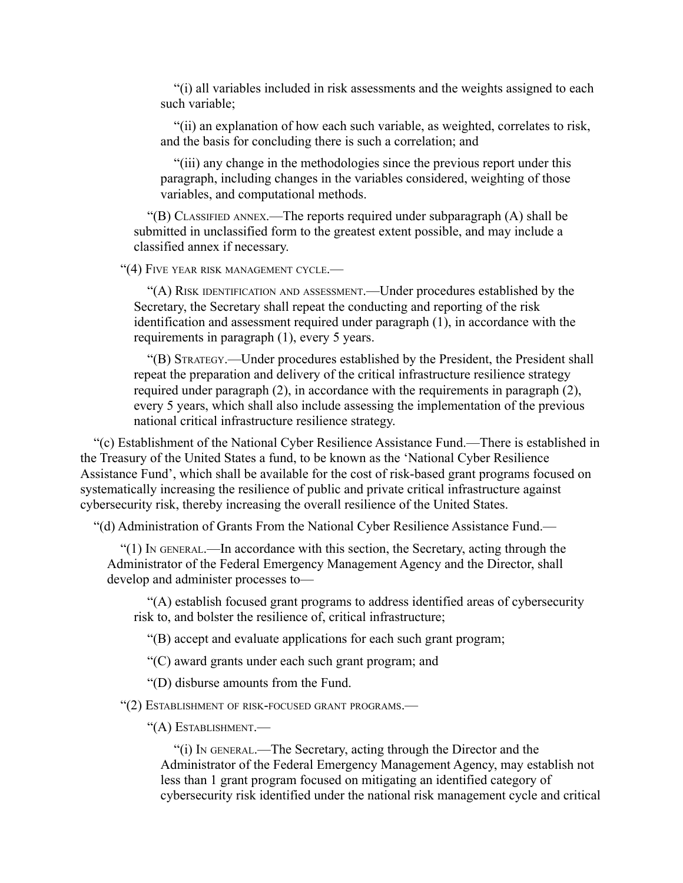"(i) all variables included in risk assessments and the weights assigned to each such variable;

"(ii) an explanation of how each such variable, as weighted, correlates to risk, and the basis for concluding there is such a correlation; and

"(iii) any change in the methodologies since the previous report under this paragraph, including changes in the variables considered, weighting of those variables, and computational methods.

"(B) Classified annex.—The reports required under subparagraph (A) shall be submitted in unclassified form to the greatest extent possible, and may include a classified annex if necessary.

"(4) Five year risk management cycle.—

"(A) Risk identification and assessment.—Under procedures established by the Secretary, the Secretary shall repeat the conducting and reporting of the risk identification and assessment required under paragraph (1), in accordance with the requirements in paragraph (1), every 5 years.

"(B) Strategy.—Under procedures established by the President, the President shall repeat the preparation and delivery of the critical infrastructure resilience strategy required under paragraph (2), in accordance with the requirements in paragraph (2), every 5 years, which shall also include assessing the implementation of the previous national critical infrastructure resilience strategy.

"(c) Establishment of the National Cyber Resilience Assistance Fund.—There is established in the Treasury of the United States a fund, to be known as the 'National Cyber Resilience Assistance Fund', which shall be available for the cost of risk-based grant programs focused on systematically increasing the resilience of public and private critical infrastructure against cybersecurity risk, thereby increasing the overall resilience of the United States.

"(d) Administration of Grants From the National Cyber Resilience Assistance Fund.—

"(1) In general.—In accordance with this section, the Secretary, acting through the Administrator of the Federal Emergency Management Agency and the Director, shall develop and administer processes to—

"(A) establish focused grant programs to address identified areas of cybersecurity risk to, and bolster the resilience of, critical infrastructure;

"(B) accept and evaluate applications for each such grant program;

"(C) award grants under each such grant program; and

"(D) disburse amounts from the Fund.

"(2) Establishment of risk-focused grant programs.—

"(A) Establishment.—

"(i) In general.—The Secretary, acting through the Director and the Administrator of the Federal Emergency Management Agency, may establish not less than 1 grant program focused on mitigating an identified category of cybersecurity risk identified under the national risk management cycle and critical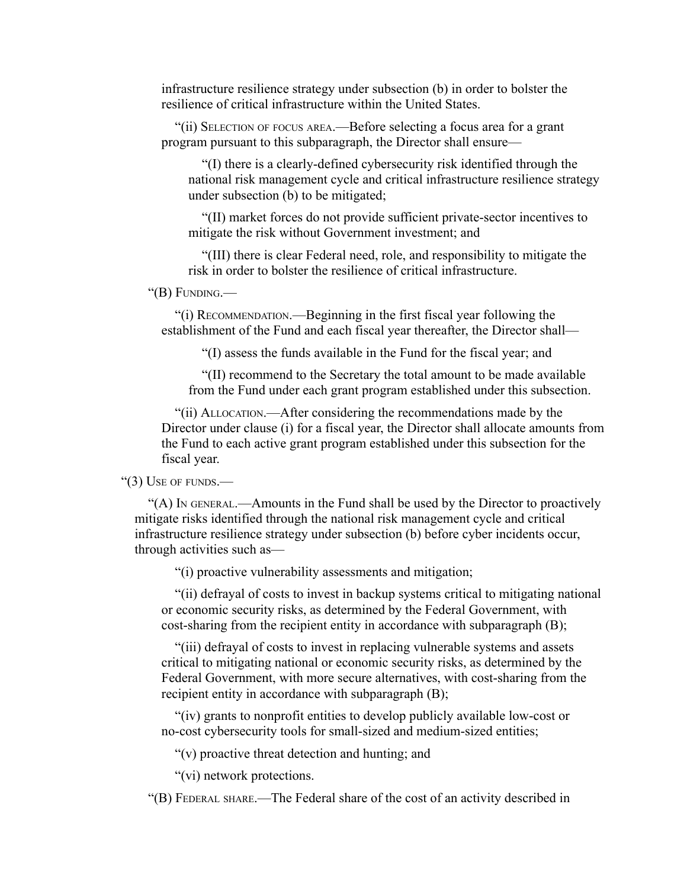infrastructure resilience strategy under subsection (b) in order to bolster the resilience of critical infrastructure within the United States.

"(ii) Selection of focus area.—Before selecting a focus area for a grant program pursuant to this subparagraph, the Director shall ensure—

"(I) there is a clearly-defined cybersecurity risk identified through the national risk management cycle and critical infrastructure resilience strategy under subsection (b) to be mitigated;

"(II) market forces do not provide sufficient private-sector incentives to mitigate the risk without Government investment; and

"(III) there is clear Federal need, role, and responsibility to mitigate the risk in order to bolster the resilience of critical infrastructure.

"(B) Funding.—

"(i) Recommendation.—Beginning in the first fiscal year following the establishment of the Fund and each fiscal year thereafter, the Director shall—

"(I) assess the funds available in the Fund for the fiscal year; and

"(II) recommend to the Secretary the total amount to be made available from the Fund under each grant program established under this subsection.

"(ii) Allocation.—After considering the recommendations made by the Director under clause (i) for a fiscal year, the Director shall allocate amounts from the Fund to each active grant program established under this subsection for the fiscal year.

"(3) Use of funds.—

"(A) In general.—Amounts in the Fund shall be used by the Director to proactively mitigate risks identified through the national risk management cycle and critical infrastructure resilience strategy under subsection (b) before cyber incidents occur, through activities such as—

"(i) proactive vulnerability assessments and mitigation;

"(ii) defrayal of costs to invest in backup systems critical to mitigating national or economic security risks, as determined by the Federal Government, with cost-sharing from the recipient entity in accordance with subparagraph (B);

"(iii) defrayal of costs to invest in replacing vulnerable systems and assets critical to mitigating national or economic security risks, as determined by the Federal Government, with more secure alternatives, with cost-sharing from the recipient entity in accordance with subparagraph (B);

"(iv) grants to nonprofit entities to develop publicly available low-cost or no-cost cybersecurity tools for small-sized and medium-sized entities;

"(v) proactive threat detection and hunting; and

"(vi) network protections.

"(B) Federal share.—The Federal share of the cost of an activity described in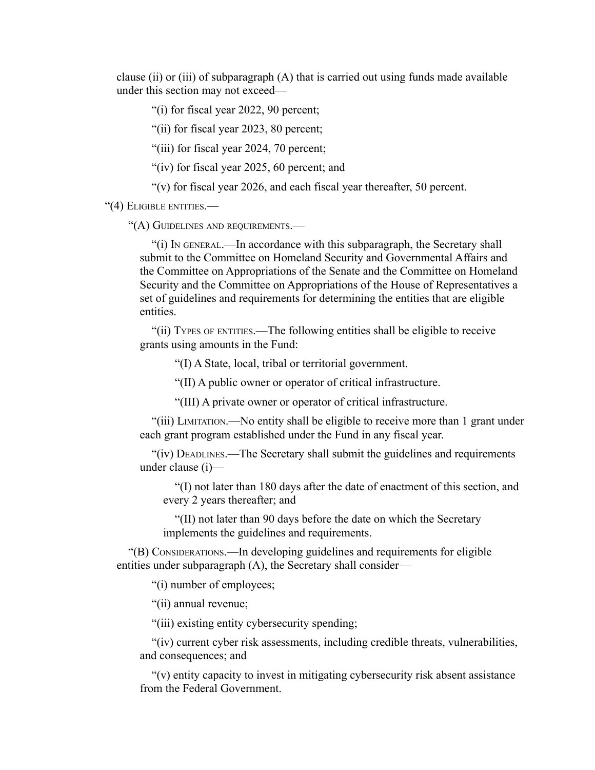clause (ii) or (iii) of subparagraph (A) that is carried out using funds made available under this section may not exceed—

"(i) for fiscal year 2022, 90 percent;

"(ii) for fiscal year 2023, 80 percent;

"(iii) for fiscal year 2024, 70 percent;

"(iv) for fiscal year 2025, 60 percent; and

"(v) for fiscal year 2026, and each fiscal year thereafter, 50 percent.

"(4) Eligible entities.—

"(A) Guidelines and requirements.—

"(i) In general.—In accordance with this subparagraph, the Secretary shall submit to the Committee on Homeland Security and Governmental Affairs and the Committee on Appropriations of the Senate and the Committee on Homeland Security and the Committee on Appropriations of the House of Representatives a set of guidelines and requirements for determining the entities that are eligible entities.

"(ii) Types of entities.—The following entities shall be eligible to receive grants using amounts in the Fund:

"(I) A State, local, tribal or territorial government.

"(II) A public owner or operator of critical infrastructure.

"(III) A private owner or operator of critical infrastructure.

"(iii) Limitation.—No entity shall be eligible to receive more than 1 grant under each grant program established under the Fund in any fiscal year.

"(iv) Deadlines.—The Secretary shall submit the guidelines and requirements under clause (i)—

"(I) not later than 180 days after the date of enactment of this section, and every 2 years thereafter; and

"(II) not later than 90 days before the date on which the Secretary implements the guidelines and requirements.

"(B) Considerations.—In developing guidelines and requirements for eligible entities under subparagraph (A), the Secretary shall consider—

"(i) number of employees;

"(ii) annual revenue;

"(iii) existing entity cybersecurity spending;

"(iv) current cyber risk assessments, including credible threats, vulnerabilities, and consequences; and

"(v) entity capacity to invest in mitigating cybersecurity risk absent assistance from the Federal Government.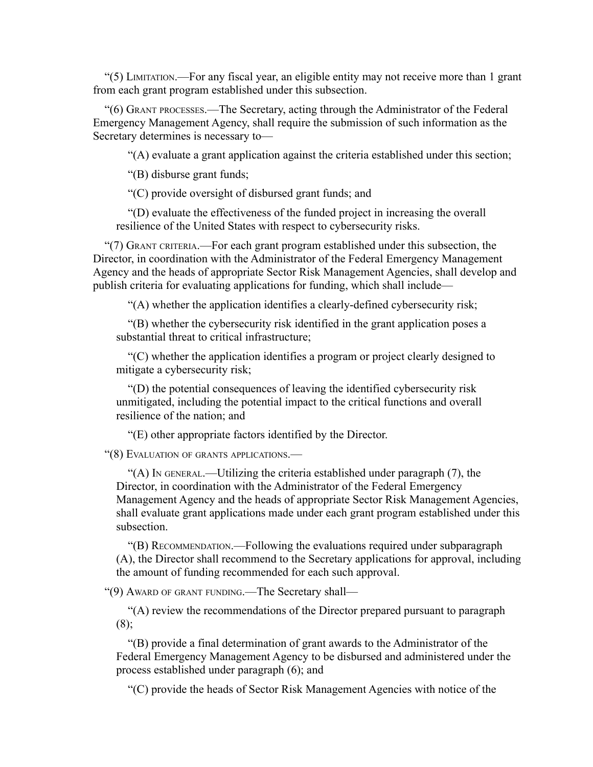"(5) Limitation.—For any fiscal year, an eligible entity may not receive more than 1 grant from each grant program established under this subsection.

"(6) Grant processes.—The Secretary, acting through the Administrator of the Federal Emergency Management Agency, shall require the submission of such information as the Secretary determines is necessary to—

"(A) evaluate a grant application against the criteria established under this section;

"(B) disburse grant funds;

"(C) provide oversight of disbursed grant funds; and

"(D) evaluate the effectiveness of the funded project in increasing the overall resilience of the United States with respect to cybersecurity risks.

"(7) Grant criteria.—For each grant program established under this subsection, the Director, in coordination with the Administrator of the Federal Emergency Management Agency and the heads of appropriate Sector Risk Management Agencies, shall develop and publish criteria for evaluating applications for funding, which shall include—

"(A) whether the application identifies a clearly-defined cybersecurity risk;

"(B) whether the cybersecurity risk identified in the grant application poses a substantial threat to critical infrastructure;

"(C) whether the application identifies a program or project clearly designed to mitigate a cybersecurity risk;

"(D) the potential consequences of leaving the identified cybersecurity risk unmitigated, including the potential impact to the critical functions and overall resilience of the nation; and

"(E) other appropriate factors identified by the Director.

"(8) Evaluation of grants applications.—

"(A) In general.—Utilizing the criteria established under paragraph (7), the Director, in coordination with the Administrator of the Federal Emergency Management Agency and the heads of appropriate Sector Risk Management Agencies, shall evaluate grant applications made under each grant program established under this subsection.

"(B) Recommendation.—Following the evaluations required under subparagraph (A), the Director shall recommend to the Secretary applications for approval, including the amount of funding recommended for each such approval.

"(9) Award of grant funding.—The Secretary shall—

"(A) review the recommendations of the Director prepared pursuant to paragraph (8);

"(B) provide a final determination of grant awards to the Administrator of the Federal Emergency Management Agency to be disbursed and administered under the process established under paragraph (6); and

"(C) provide the heads of Sector Risk Management Agencies with notice of the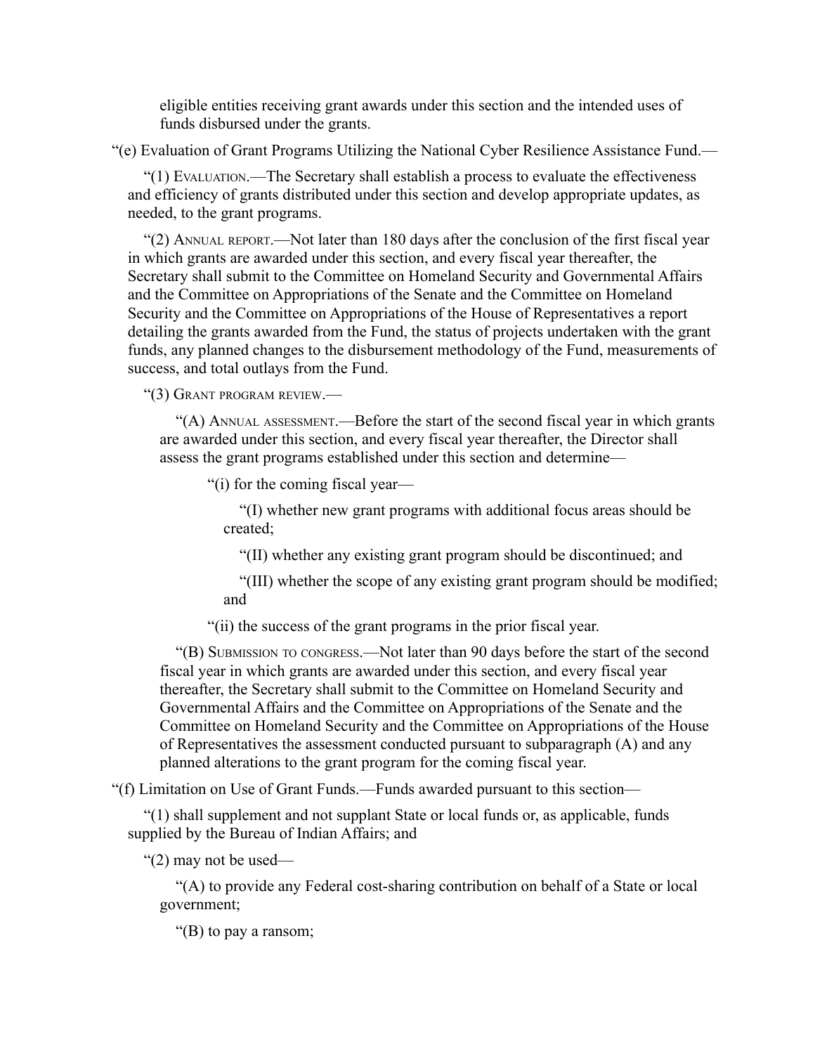eligible entities receiving grant awards under this section and the intended uses of funds disbursed under the grants.

“(e) Evaluation of Grant Programs Utilizing the National Cyber Resilience Assistance Fund.—

“(1) Evaluation.—The Secretary shall establish a process to evaluate the effectiveness and efficiency of grants distributed under this section and develop appropriate updates, as needed, to the grant programs.

“(2) Annual report.—Not later than 180 days after the conclusion of the first fiscal year in which grants are awarded under this section, and every fiscal year thereafter, the Secretary shall submit to the Committee on Homeland Security and Governmental Affairs and the Committee on Appropriations of the Senate and the Committee on Homeland Security and the Committee on Appropriations of the House of Representatives a report detailing the grants awarded from the Fund, the status of projects undertaken with the grant funds, any planned changes to the disbursement methodology of the Fund, measurements of success, and total outlays from the Fund.

“(3) Grant program review.—

“(A) Annual assessment.—Before the start of the second fiscal year in which grants are awarded under this section, and every fiscal year thereafter, the Director shall assess the grant programs established under this section and determine—

“(i) for the coming fiscal year—

“(I) whether new grant programs with additional focus areas should be created;

“(II) whether any existing grant program should be discontinued; and

“(III) whether the scope of any existing grant program should be modified; and

“(ii) the success of the grant programs in the prior fiscal year.

“(B) Submission to congress.—Not later than 90 days before the start of the second fiscal year in which grants are awarded under this section, and every fiscal year thereafter, the Secretary shall submit to the Committee on Homeland Security and Governmental Affairs and the Committee on Appropriations of the Senate and the Committee on Homeland Security and the Committee on Appropriations of the House of Representatives the assessment conducted pursuant to subparagraph (A) and any planned alterations to the grant program for the coming fiscal year.

“(f) Limitation on Use of Grant Funds.—Funds awarded pursuant to this section—

“(1) shall supplement and not supplant State or local funds or, as applicable, funds supplied by the Bureau of Indian Affairs; and

“(2) may not be used—

“(A) to provide any Federal cost-sharing contribution on behalf of a State or local government;

“(B) to pay a ransom;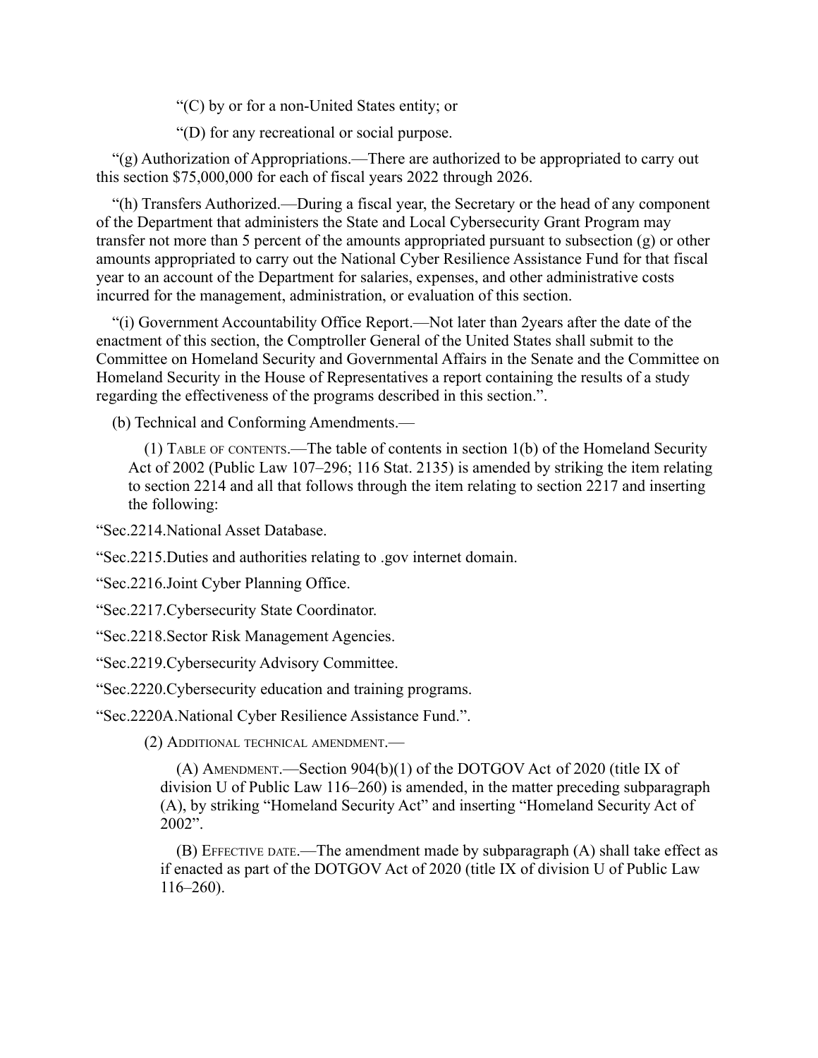“(C) by or for a non-United States entity; or

“(D) for any recreational or social purpose.

“(g) Authorization of Appropriations.—There are authorized to be appropriated to carry out this section $75,000,000 for each of fiscal years 2022 through 2026.

“(h) Transfers Authorized.—During a fiscal year, the Secretary or the head of any component of the Department that administers the State and Local Cybersecurity Grant Program may transfer not more than 5 percent of the amounts appropriated pursuant to subsection (g) or other amounts appropriated to carry out the National Cyber Resilience Assistance Fund for that fiscal year to an account of the Department for salaries, expenses, and other administrative costs incurred for the management, administration, or evaluation of this section.

“(i) Government Accountability Office Report.—Not later than 2years after the date of the enactment of this section, the Comptroller General of the United States shall submit to the Committee on Homeland Security and Governmental Affairs in the Senate and the Committee on Homeland Security in the House of Representatives a report containing the results of a study regarding the effectiveness of the programs described in this section.”.

(b) Technical and Conforming Amendments.—

(1) Table of contents.—The table of contents in section 1(b) of the Homeland Security Act of 2002 (Public Law 107–296; 116 Stat. 2135) is amended by striking the item relating to section 2214 and all that follows through the item relating to section 2217 and inserting the following:

“Sec.2214.National Asset Database.

“Sec.2215.Duties and authorities relating to .gov internet domain.

“Sec.2216.Joint Cyber Planning Office.

“Sec.2217.Cybersecurity State Coordinator.

“Sec.2218.Sector Risk Management Agencies.

“Sec.2219.Cybersecurity Advisory Committee.

“Sec.2220.Cybersecurity education and training programs.

“Sec.2220A.National Cyber Resilience Assistance Fund.”.

(2) Additional technical amendment.—

(A) Amendment.—Section 904(b)(1) of the DOTGOV Act of 2020 (title IX of division U of Public Law 116–260) is amended, in the matter preceding subparagraph (A), by striking “Homeland Security Act” and inserting “Homeland Security Act of 2002”.

(B) Effective date.—The amendment made by subparagraph (A) shall take effect as if enacted as part of the DOTGOV Act of 2020 (title IX of division U of Public Law 116–260).